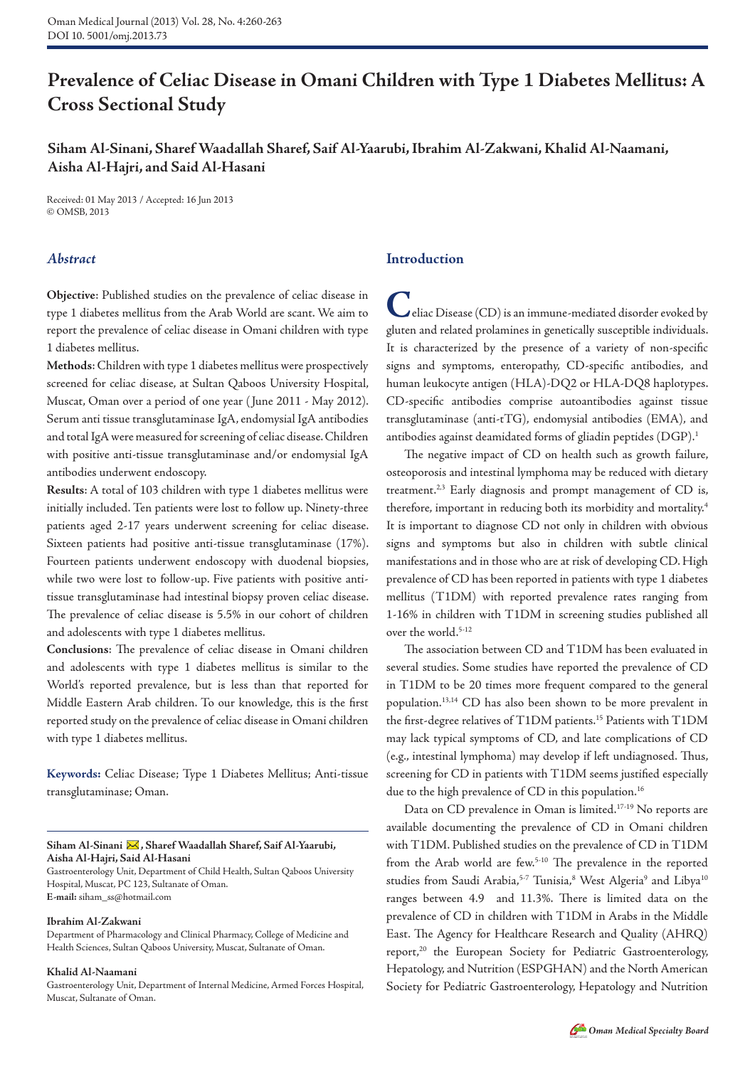# Prevalence of Celiac Disease in Omani Children with Type 1 Diabetes Mellitus: A Cross Sectional Study

**Siham Al-Sinani, Sharef Waadallah Sharef, Saif Al-Yaarubi, Ibrahim Al-Zakwani, Khalid Al-Naamani, Aisha Al-Hajri, and Said Al-Hasani**

Received: 01 May 2013 / Accepted: 16 Jun 2013
© OMSB, 2013

## *Abstract*

**Objective**: Published studies on the prevalence of celiac disease in type 1 diabetes mellitus from the Arab World are scant. We aim to report the prevalence of celiac disease in Omani children with type 1 diabetes mellitus.

**Methods**: Children with type 1 diabetes mellitus were prospectively screened for celiac disease, at Sultan Qaboos University Hospital, Muscat, Oman over a period of one year ( June 2011 - May 2012). Serum anti tissue transglutaminase IgA, endomysial IgA antibodies and total IgA were measured for screening of celiac disease. Children with positive anti-tissue transglutaminase and/or endomysial IgA antibodies underwent endoscopy.

**Results**: A total of 103 children with type 1 diabetes mellitus were initially included. Ten patients were lost to follow up. Ninety-three patients aged 2-17 years underwent screening for celiac disease. Sixteen patients had positive anti-tissue transglutaminase (17%). Fourteen patients underwent endoscopy with duodenal biopsies, while two were lost to follow-up. Five patients with positive anti-tissue transglutaminase had intestinal biopsy proven celiac disease. The prevalence of celiac disease is 5.5% in our cohort of children and adolescents with type 1 diabetes mellitus.

**Conclusions**: The prevalence of celiac disease in Omani children and adolescents with type 1 diabetes mellitus is similar to the World's reported prevalence, but is less than that reported for Middle Eastern Arab children. To our knowledge, this is the first reported study on the prevalence of celiac disease in Omani children with type 1 diabetes mellitus.

**Keywords:** Celiac Disease; Type 1 Diabetes Mellitus; Anti-tissue transglutaminase; Oman.

---

**Siham Al-Sinani, Sharef Waadallah Sharef, Saif Al-Yaarubi, Aisha Al-Hajri, Said Al-Hasani**
Gastroenterology Unit, Department of Child Health, Sultan Qaboos University Hospital, Muscat, PC 123, Sultanate of Oman.
**E-mail:** siham_ss@hotmail.com

**Ibrahim Al-Zakwani**
Department of Pharmacology and Clinical Pharmacy, College of Medicine and Health Sciences, Sultan Qaboos University, Muscat, Sultanate of Oman.

**Khalid Al-Naamani**
Gastroenterology Unit, Department of Internal Medicine, Armed Forces Hospital, Muscat, Sultanate of Oman.

## Introduction

Celiac Disease (CD) is an immune-mediated disorder evoked by gluten and related prolamines in genetically susceptible individuals. It is characterized by the presence of a variety of non-specific signs and symptoms, enteropathy, CD-specific antibodies, and human leukocyte antigen (HLA)-DQ2 or HLA-DQ8 haplotypes. CD-specific antibodies comprise autoantibodies against tissue transglutaminase (anti-tTG), endomysial antibodies (EMA), and antibodies against deamidated forms of gliadin peptides (DGP).[1]

The negative impact of CD on health such as growth failure, osteoporosis and intestinal lymphoma may be reduced with dietary treatment.[2,3] Early diagnosis and prompt management of CD is, therefore, important in reducing both its morbidity and mortality.[4] It is important to diagnose CD not only in children with obvious signs and symptoms but also in children with subtle clinical manifestations and in those who are at risk of developing CD. High prevalence of CD has been reported in patients with type 1 diabetes mellitus (T1DM) with reported prevalence rates ranging from 1-16% in children with T1DM in screening studies published all over the world.[5-12]

The association between CD and T1DM has been evaluated in several studies. Some studies have reported the prevalence of CD in T1DM to be 20 times more frequent compared to the general population.[13,14] CD has also been shown to be more prevalent in the first-degree relatives of T1DM patients.[15] Patients with T1DM may lack typical symptoms of CD, and late complications of CD (e.g., intestinal lymphoma) may develop if left undiagnosed. Thus, screening for CD in patients with T1DM seems justified especially due to the high prevalence of CD in this population.[16]

Data on CD prevalence in Oman is limited.[17-19] No reports are available documenting the prevalence of CD in Omani children with T1DM. Published studies on the prevalence of CD in T1DM from the Arab world are few.[5-10] The prevalence in the reported studies from Saudi Arabia,[5-7] Tunisia,[8] West Algeria[9] and Libya[10] ranges between 4.9 and 11.3%. There is limited data on the prevalence of CD in children with T1DM in Arabs in the Middle East. The Agency for Healthcare Research and Quality (AHRQ) report,[20] the European Society for Pediatric Gastroenterology, Hepatology, and Nutrition (ESPGHAN) and the North American Society for Pediatric Gastroenterology, Hepatology and Nutrition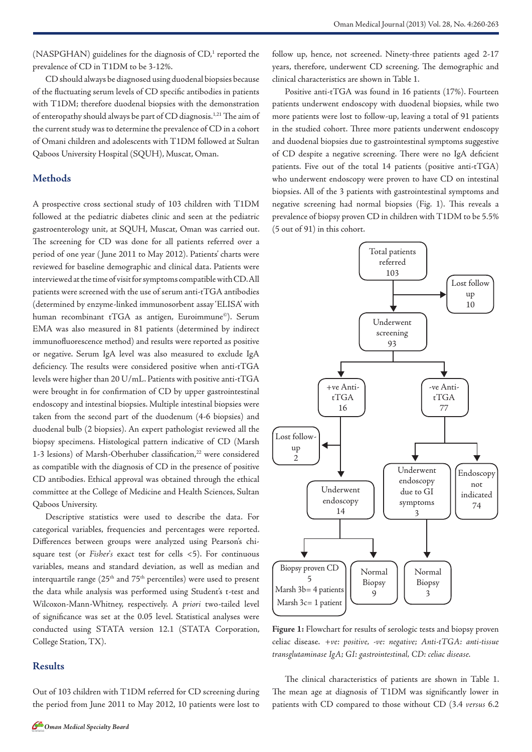(NASPGHAN) guidelines for the diagnosis of CD,[1] reported the prevalence of CD in T1DM to be 3-12%.

CD should always be diagnosed using duodenal biopsies because of the fluctuating serum levels of CD specific antibodies in patients with T1DM; therefore duodenal biopsies with the demonstration of enteropathy should always be part of CD diagnosis.[1,21] The aim of the current study was to determine the prevalence of CD in a cohort of Omani children and adolescents with T1DM followed at Sultan Qaboos University Hospital (SQUH), Muscat, Oman.

## Methods

A prospective cross sectional study of 103 children with T1DM followed at the pediatric diabetes clinic and seen at the pediatric gastroenterology unit, at SQUH, Muscat, Oman was carried out. The screening for CD was done for all patients referred over a period of one year (June 2011 to May 2012). Patients' charts were reviewed for baseline demographic and clinical data. Patients were interviewed at the time of visit for symptoms compatible with CD. All patients were screened with the use of serum anti-tTGA antibodies (determined by enzyme-linked immunosorbent assay 'ELISA' with human recombinant tTGA as antigen, Euroimmune©). Serum EMA was also measured in 81 patients (determined by indirect immunofluorescence method) and results were reported as positive or negative. Serum IgA level was also measured to exclude IgA deficiency. The results were considered positive when anti-tTGA levels were higher than 20 U/mL. Patients with positive anti-tTGA were brought in for confirmation of CD by upper gastrointestinal endoscopy and intestinal biopsies. Multiple intestinal biopsies were taken from the second part of the duodenum (4-6 biopsies) and duodenal bulb (2 biopsies). An expert pathologist reviewed all the biopsy specimens. Histological pattern indicative of CD (Marsh 1-3 lesions) of Marsh-Oberhuber classification,[22] were considered as compatible with the diagnosis of CD in the presence of positive CD antibodies. Ethical approval was obtained through the ethical committee at the College of Medicine and Health Sciences, Sultan Qaboos University.

Descriptive statistics were used to describe the data. For categorical variables, frequencies and percentages were reported. Differences between groups were analyzed using Pearson's chi-square test (or *Fisher's* exact test for cells <5). For continuous variables, means and standard deviation, as well as median and interquartile range (25th and 75th percentiles) were used to present the data while analysis was performed using Student's t-test and Wilcoxon-Mann-Whitney, respectively. A *priori* two-tailed level of significance was set at the 0.05 level. Statistical analyses were conducted using STATA version 12.1 (STATA Corporation, College Station, TX).

## Results

Out of 103 children with T1DM referred for CD screening during the period from June 2011 to May 2012, 10 patients were lost to follow up, hence, not screened. Ninety-three patients aged 2-17 years, therefore, underwent CD screening. The demographic and clinical characteristics are shown in Table 1.

Positive anti-tTGA was found in 16 patients (17%). Fourteen patients underwent endoscopy with duodenal biopsies, while two more patients were lost to follow-up, leaving a total of 91 patients in the studied cohort. Three more patients underwent endoscopy and duodenal biopsies due to gastrointestinal symptoms suggestive of CD despite a negative screening. There were no IgA deficient patients. Five out of the total 14 patients (positive anti-tTGA) who underwent endoscopy were proven to have CD on intestinal biopsies. All of the 3 patients with gastrointestinal symptoms and negative screening had normal biopsies (Fig. 1). This reveals a prevalence of biopsy proven CD in children with T1DM to be 5.5% (5 out of 91) in this cohort.

Total patients referred 103 → Lost follow up 10; Underwent screening 93 → +ve Anti-tTGA 16 (Lost follow-up 2; Underwent endoscopy 14 → Biopsy proven CD 5: Marsh 3b= 4 patients, Marsh 3c= 1 patient; Normal Biopsy 9); -ve Anti-tTGA 77 (Underwent endoscopy due to GI symptoms 3 → Normal Biopsy 3; Endoscopy not indicated 74)

**Figure 1:** Flowchart for results of serologic tests and biopsy proven celiac disease. *+ve: positive, -ve: negative; Anti-tTGA: anti-tissue transglutaminase IgA; GI: gastrointestinal, CD: celiac disease.*

The clinical characteristics of patients are shown in Table 1. The mean age at diagnosis of T1DM was significantly lower in patients with CD compared to those without CD (3.4 *versus* 6.2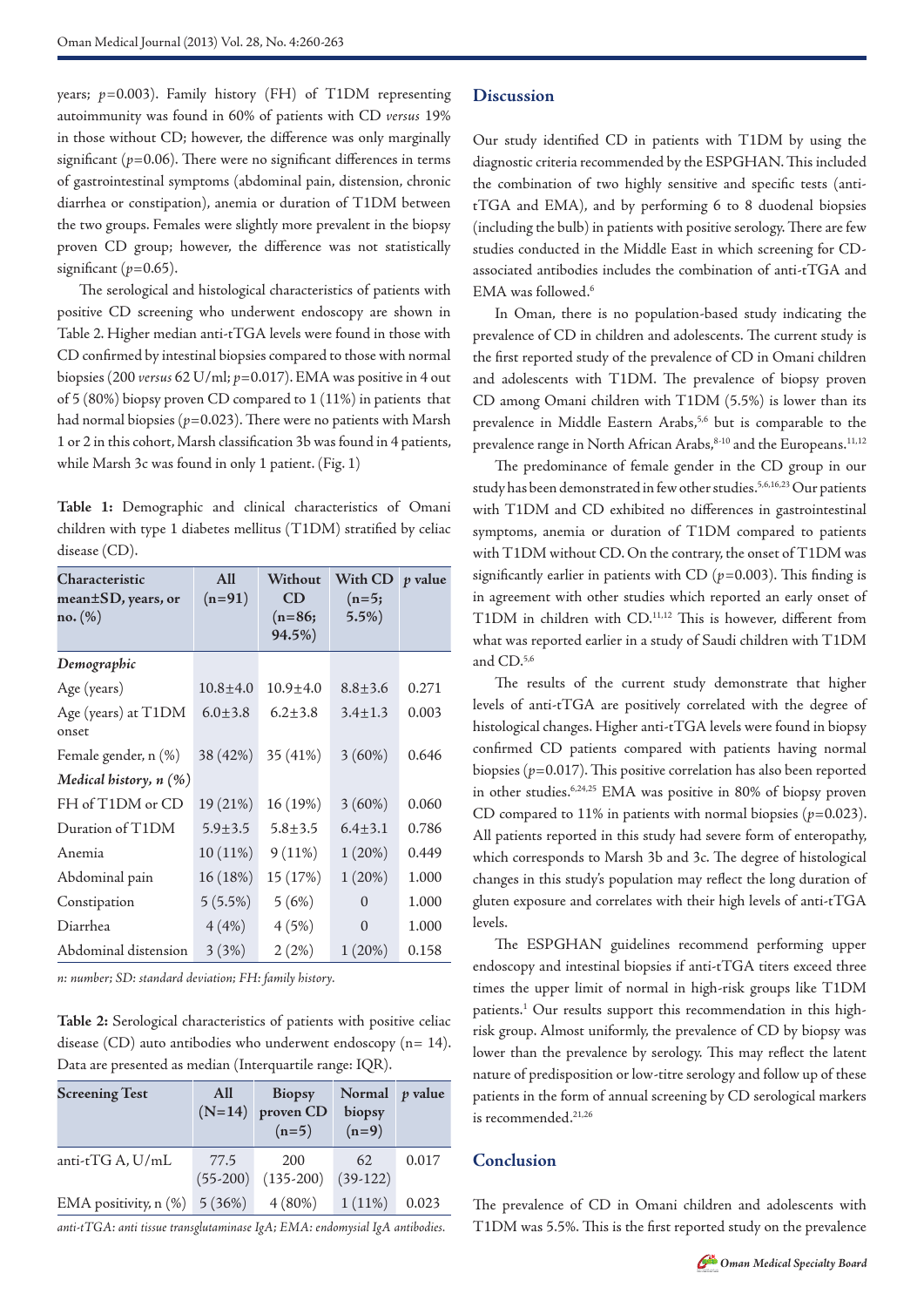years; $p$=0.003). Family history (FH) of T1DM representing autoimmunity was found in 60% of patients with CD *versus* 19% in those without CD; however, the difference was only marginally significant ($p$=0.06). There were no significant differences in terms of gastrointestinal symptoms (abdominal pain, distension, chronic diarrhea or constipation), anemia or duration of T1DM between the two groups. Females were slightly more prevalent in the biopsy proven CD group; however, the difference was not statistically significant ($p$=0.65).

The serological and histological characteristics of patients with positive CD screening who underwent endoscopy are shown in Table 2. Higher median anti-tTGA levels were found in those with CD confirmed by intestinal biopsies compared to those with normal biopsies (200 *versus* 62 U/ml; $p$=0.017). EMA was positive in 4 out of 5 (80%) biopsy proven CD compared to 1 (11%) in patients that had normal biopsies ($p$=0.023). There were no patients with Marsh 1 or 2 in this cohort, Marsh classification 3b was found in 4 patients, while Marsh 3c was found in only 1 patient. (Fig. 1)

**Table 1:** Demographic and clinical characteristics of Omani children with type 1 diabetes mellitus (T1DM) stratified by celiac disease (CD).

| Characteristic mean±SD, years, or no. (%) | All (n=91) | Without CD (n=86; 94.5%) | With CD (n=5; 5.5%) | *p* value |
|---|---|---|---|---|
| ***Demographic*** | | | | |
| Age (years) | 10.8±4.0 | 10.9±4.0 | 8.8±3.6 | 0.271 |
| Age (years) at T1DM onset | 6.0±3.8 | 6.2±3.8 | 3.4±1.3 | 0.003 |
| Female gender, n (%) | 38 (42%) | 35 (41%) | 3 (60%) | 0.646 |
| ***Medical history, n (%)*** | | | | |
| FH of T1DM or CD | 19 (21%) | 16 (19%) | 3 (60%) | 0.060 |
| Duration of T1DM | 5.9±3.5 | 5.8±3.5 | 6.4±3.1 | 0.786 |
| Anemia | 10 (11%) | 9 (11%) | 1 (20%) | 0.449 |
| Abdominal pain | 16 (18%) | 15 (17%) | 1 (20%) | 1.000 |
| Constipation | 5 (5.5%) | 5 (6%) | 0 | 1.000 |
| Diarrhea | 4 (4%) | 4 (5%) | 0 | 1.000 |
| Abdominal distension | 3 (3%) | 2 (2%) | 1 (20%) | 0.158 |

*n: number; SD: standard deviation; FH: family history.*

**Table 2:** Serological characteristics of patients with positive celiac disease (CD) auto antibodies who underwent endoscopy (n= 14). Data are presented as median (Interquartile range: IQR).

| Screening Test | All (N=14) | Biopsy proven CD (n=5) | Normal biopsy (n=9) | *p* value |
|---|---|---|---|---|
| anti-tTG A, U/mL | 77.5 (55-200) | 200 (135-200) | 62 (39-122) | 0.017 |
| EMA positivity, n (%) | 5 (36%) | 4 (80%) | 1 (11%) | 0.023 |

*anti-tTGA: anti tissue transglutaminase IgA; EMA: endomysial IgA antibodies.*

## Discussion

Our study identified CD in patients with T1DM by using the diagnostic criteria recommended by the ESPGHAN. This included the combination of two highly sensitive and specific tests (anti-tTGA and EMA), and by performing 6 to 8 duodenal biopsies (including the bulb) in patients with positive serology. There are few studies conducted in the Middle East in which screening for CD-associated antibodies includes the combination of anti-tTGA and EMA was followed.[6]

In Oman, there is no population-based study indicating the prevalence of CD in children and adolescents. The current study is the first reported study of the prevalence of CD in Omani children and adolescents with T1DM. The prevalence of biopsy proven CD among Omani children with T1DM (5.5%) is lower than its prevalence in Middle Eastern Arabs,[5,6] but is comparable to the prevalence range in North African Arabs,[8-10] and the Europeans.[11,12]

The predominance of female gender in the CD group in our study has been demonstrated in few other studies.[5,6,16,23] Our patients with T1DM and CD exhibited no differences in gastrointestinal symptoms, anemia or duration of T1DM compared to patients with T1DM without CD. On the contrary, the onset of T1DM was significantly earlier in patients with CD ($p$=0.003). This finding is in agreement with other studies which reported an early onset of T1DM in children with CD.[11,12] This is however, different from what was reported earlier in a study of Saudi children with T1DM and CD.[5,6]

The results of the current study demonstrate that higher levels of anti-tTGA are positively correlated with the degree of histological changes. Higher anti-tTGA levels were found in biopsy confirmed CD patients compared with patients having normal biopsies ($p$=0.017). This positive correlation has also been reported in other studies.[6,24,25] EMA was positive in 80% of biopsy proven CD compared to 11% in patients with normal biopsies ($p$=0.023). All patients reported in this study had severe form of enteropathy, which corresponds to Marsh 3b and 3c. The degree of histological changes in this study's population may reflect the long duration of gluten exposure and correlates with their high levels of anti-tTGA levels.

The ESPGHAN guidelines recommend performing upper endoscopy and intestinal biopsies if anti-tTGA titers exceed three times the upper limit of normal in high-risk groups like T1DM patients.[1] Our results support this recommendation in this high-risk group. Almost uniformly, the prevalence of CD by biopsy was lower than the prevalence by serology. This may reflect the latent nature of predisposition or low-titre serology and follow up of these patients in the form of annual screening by CD serological markers is recommended.[21,26]

## Conclusion

The prevalence of CD in Omani children and adolescents with T1DM was 5.5%. This is the first reported study on the prevalence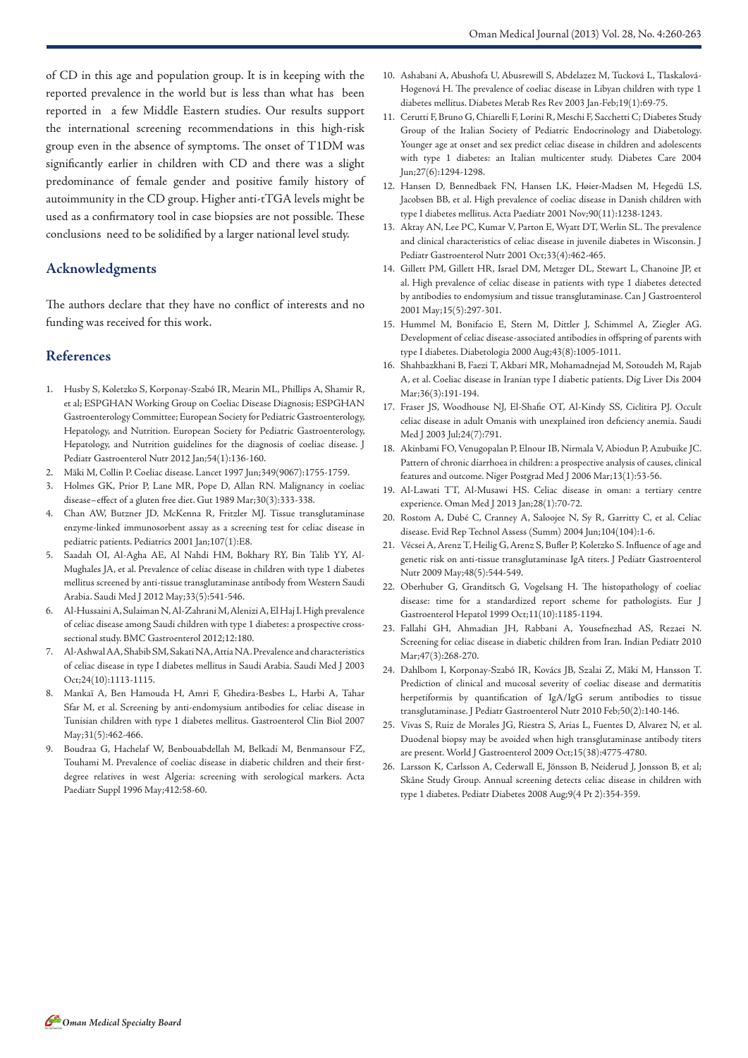of CD in this age and population group. It is in keeping with the reported prevalence in the world but is less than what has been reported in a few Middle Eastern studies. Our results support the international screening recommendations in this high-risk group even in the absence of symptoms. The onset of T1DM was significantly earlier in children with CD and there was a slight predominance of female gender and positive family history of autoimmunity in the CD group. Higher anti-tTGA levels might be used as a confirmatory tool in case biopsies are not possible. These conclusions need to be solidified by a larger national level study.

## Acknowledgments

The authors declare that they have no conflict of interests and no funding was received for this work.

## References

1. Husby S, Koletzko S, Korponay-Szabó IR, Mearin ML, Phillips A, Shamir R, et al; ESPGHAN Working Group on Coeliac Disease Diagnosis; ESPGHAN Gastroenterology Committee; European Society for Pediatric Gastroenterology, Hepatology, and Nutrition. European Society for Pediatric Gastroenterology, Hepatology, and Nutrition guidelines for the diagnosis of coeliac disease. J Pediatr Gastroenterol Nutr 2012 Jan;54(1):136-160.
2. Mäki M, Collin P. Coeliac disease. Lancet 1997 Jun;349(9067):1755-1759.
3. Holmes GK, Prior P, Lane MR, Pope D, Allan RN. Malignancy in coeliac disease–effect of a gluten free diet. Gut 1989 Mar;30(3):333-338.
4. Chan AW, Butzner JD, McKenna R, Fritzler MJ. Tissue transglutaminase enzyme-linked immunosorbent assay as a screening test for celiac disease in pediatric patients. Pediatrics 2001 Jan;107(1):E8.
5. Saadah OI, Al-Agha AE, Al Nahdi HM, Bokhary RY, Bin Talib YY, Al-Mughales JA, et al. Prevalence of celiac disease in children with type 1 diabetes mellitus screened by anti-tissue transglutaminase antibody from Western Saudi Arabia. Saudi Med J 2012 May;33(5):541-546.
6. Al-Hussaini A, Sulaiman N, Al-Zahrani M, Alenizi A, El Haj I. High prevalence of celiac disease among Saudi children with type 1 diabetes: a prospective cross-sectional study. BMC Gastroenterol 2012;12:180.
7. Al-Ashwal AA, Shabib SM, Sakati NA, Attia NA. Prevalence and characteristics of celiac disease in type I diabetes mellitus in Saudi Arabia. Saudi Med J 2003 Oct;24(10):1113-1115.
8. Mankaï A, Ben Hamouda H, Amri F, Ghedira-Besbes L, Harbi A, Tahar Sfar M, et al. Screening by anti-endomysium antibodies for celiac disease in Tunisian children with type 1 diabetes mellitus. Gastroenterol Clin Biol 2007 May;31(5):462-466.
9. Boudraa G, Hachelaf W, Benbouabdellah M, Belkadi M, Benmansour FZ, Touhami M. Prevalence of coeliac disease in diabetic children and their first-degree relatives in west Algeria: screening with serological markers. Acta Paediatr Suppl 1996 May;412:58-60.
10. Ashabani A, Abushofa U, Abusrewill S, Abdelazez M, Tucková L, Tlaskalová-Hogenová H. The prevalence of coeliac disease in Libyan children with type 1 diabetes mellitus. Diabetes Metab Res Rev 2003 Jan-Feb;19(1):69-75.
11. Cerutti F, Bruno G, Chiarelli F, Lorini R, Meschi F, Sacchetti C; Diabetes Study Group of the Italian Society of Pediatric Endocrinology and Diabetology. Younger age at onset and sex predict celiac disease in children and adolescents with type 1 diabetes: an Italian multicenter study. Diabetes Care 2004 Jun;27(6):1294-1298.
12. Hansen D, Bennedbaek FN, Hansen LK, Høier-Madsen M, Hegedü LS, Jacobsen BB, et al. High prevalence of coeliac disease in Danish children with type I diabetes mellitus. Acta Paediatr 2001 Nov;90(11):1238-1243.
13. Aktay AN, Lee PC, Kumar V, Parton E, Wyatt DT, Werlin SL. The prevalence and clinical characteristics of celiac disease in juvenile diabetes in Wisconsin. J Pediatr Gastroenterol Nutr 2001 Oct;33(4):462-465.
14. Gillett PM, Gillett HR, Israel DM, Metzger DL, Stewart L, Chanoine JP, et al. High prevalence of celiac disease in patients with type 1 diabetes detected by antibodies to endomysium and tissue transglutaminase. Can J Gastroenterol 2001 May;15(5):297-301.
15. Hummel M, Bonifacio E, Stern M, Dittler J, Schimmel A, Ziegler AG. Development of celiac disease-associated antibodies in offspring of parents with type I diabetes. Diabetologia 2000 Aug;43(8):1005-1011.
16. Shahbazkhani B, Faezi T, Akbari MR, Mohamadnejad M, Sotoudeh M, Rajab A, et al. Coeliac disease in Iranian type I diabetic patients. Dig Liver Dis 2004 Mar;36(3):191-194.
17. Fraser JS, Woodhouse NJ, El-Shafie OT, Al-Kindy SS, Ciclitira PJ. Occult celiac disease in adult Omanis with unexplained iron deficiency anemia. Saudi Med J 2003 Jul;24(7):791.
18. Akinbami FO, Venugopalan P, Elnour IB, Nirmala V, Abiodun P, Azubuike JC. Pattern of chronic diarrhoea in children: a prospective analysis of causes, clinical features and outcome. Niger Postgrad Med J 2006 Mar;13(1):53-56.
19. Al-Lawati TT, Al-Musawi HS. Celiac disease in oman: a tertiary centre experience. Oman Med J 2013 Jan;28(1):70-72.
20. Rostom A, Dubé C, Cranney A, Saloojee N, Sy R, Garritty C, et al. Celiac disease. Evid Rep Technol Assess (Summ) 2004 Jun;104(104):1-6.
21. Vécsei A, Arenz T, Heilig G, Arenz S, Bufler P, Koletzko S. Influence of age and genetic risk on anti-tissue transglutaminase IgA titers. J Pediatr Gastroenterol Nutr 2009 May;48(5):544-549.
22. Oberhuber G, Granditsch G, Vogelsang H. The histopathology of coeliac disease: time for a standardized report scheme for pathologists. Eur J Gastroenterol Hepatol 1999 Oct;11(10):1185-1194.
23. Fallahi GH, Ahmadian JH, Rabbani A, Yousefnezhad AS, Rezaei N. Screening for celiac disease in diabetic children from Iran. Indian Pediatr 2010 Mar;47(3):268-270.
24. Dahlbom I, Korponay-Szabó IR, Kovács JB, Szalai Z, Mäki M, Hansson T. Prediction of clinical and mucosal severity of coeliac disease and dermatitis herpetiformis by quantification of IgA/IgG serum antibodies to tissue transglutaminase. J Pediatr Gastroenterol Nutr 2010 Feb;50(2):140-146.
25. Vivas S, Ruiz de Morales JG, Riestra S, Arias L, Fuentes D, Alvarez N, et al. Duodenal biopsy may be avoided when high transglutaminase antibody titers are present. World J Gastroenterol 2009 Oct;15(38):4775-4780.
26. Larsson K, Carlsson A, Cederwall E, Jönsson B, Neiderud J, Jonsson B, et al; Skåne Study Group. Annual screening detects celiac disease in children with type 1 diabetes. Pediatr Diabetes 2008 Aug;9(4 Pt 2):354-359.